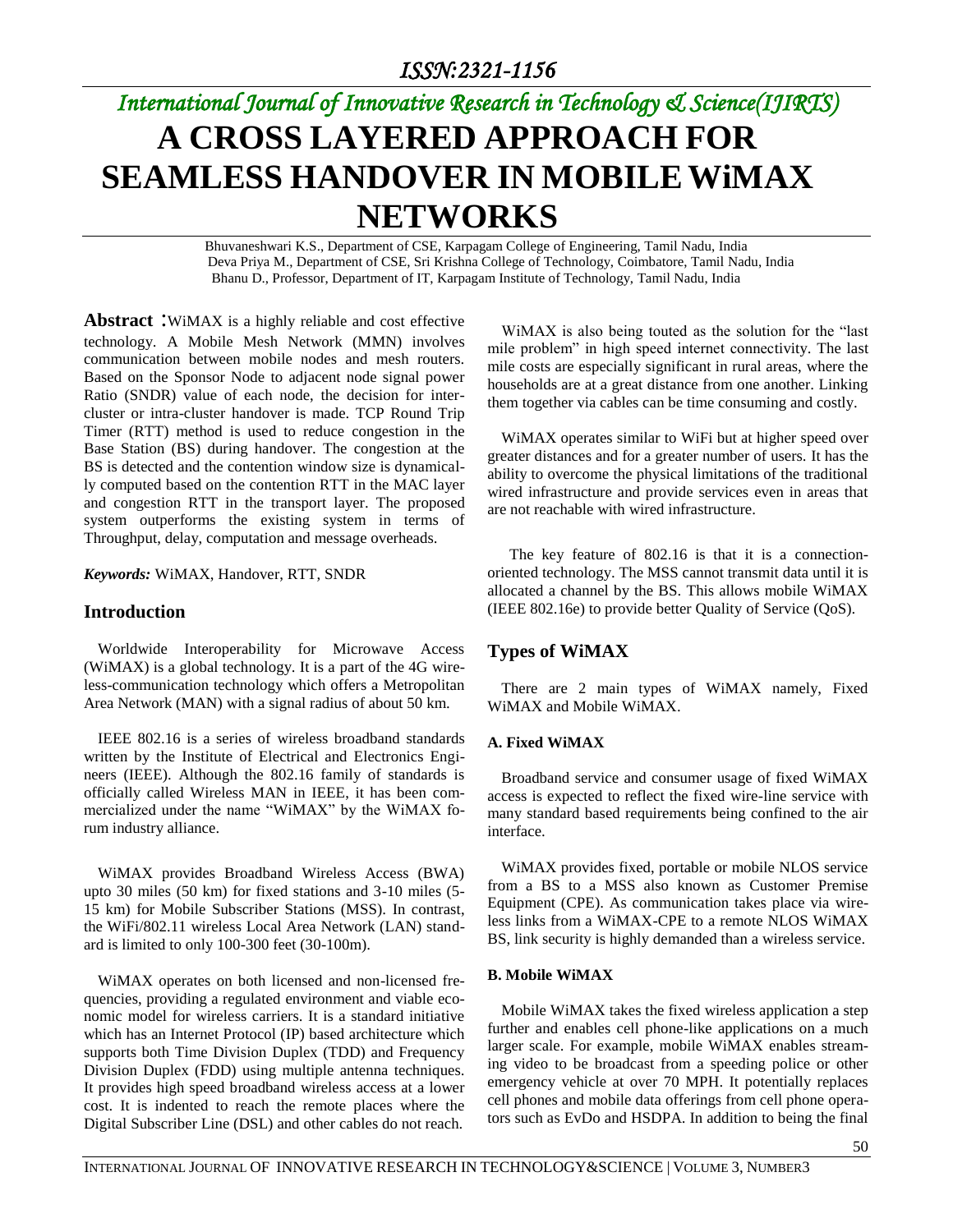# A CROSS LAYERED APPROACH FOR SEAMLESS HANDOVER IN MOBILE WiMAX NETWORKS

Bhuvaneshwari K.S., Department of CSE, Karpagam College of Engineering, Tamil Nadu, India
Deva Priya M., Department of CSE, Sri Krishna College of Technology, Coimbatore, Tamil Nadu, India
Bhanu D., Professor, Department of IT, Karpagam Institute of Technology, Tamil Nadu, India

**Abstract** :WiMAX is a highly reliable and cost effective technology. A Mobile Mesh Network (MMN) involves communication between mobile nodes and mesh routers. Based on the Sponsor Node to adjacent node signal power Ratio (SNDR) value of each node, the decision for inter-cluster or intra-cluster handover is made. TCP Round Trip Timer (RTT) method is used to reduce congestion in the Base Station (BS) during handover. The congestion at the BS is detected and the contention window size is dynamically computed based on the contention RTT in the MAC layer and congestion RTT in the transport layer. The proposed system outperforms the existing system in terms of Throughput, delay, computation and message overheads.

***Keywords:*** WiMAX, Handover, RTT, SNDR

## Introduction

Worldwide Interoperability for Microwave Access (WiMAX) is a global technology. It is a part of the 4G wireless-communication technology which offers a Metropolitan Area Network (MAN) with a signal radius of about 50 km.

IEEE 802.16 is a series of wireless broadband standards written by the Institute of Electrical and Electronics Engineers (IEEE). Although the 802.16 family of standards is officially called Wireless MAN in IEEE, it has been commercialized under the name "WiMAX" by the WiMAX forum industry alliance.

WiMAX provides Broadband Wireless Access (BWA) upto 30 miles (50 km) for fixed stations and 3-10 miles (5-15 km) for Mobile Subscriber Stations (MSS). In contrast, the WiFi/802.11 wireless Local Area Network (LAN) standard is limited to only 100-300 feet (30-100m).

WiMAX operates on both licensed and non-licensed frequencies, providing a regulated environment and viable economic model for wireless carriers. It is a standard initiative which has an Internet Protocol (IP) based architecture which supports both Time Division Duplex (TDD) and Frequency Division Duplex (FDD) using multiple antenna techniques. It provides high speed broadband wireless access at a lower cost. It is indented to reach the remote places where the Digital Subscriber Line (DSL) and other cables do not reach.

WiMAX is also being touted as the solution for the "last mile problem" in high speed internet connectivity. The last mile costs are especially significant in rural areas, where the households are at a great distance from one another. Linking them together via cables can be time consuming and costly.

WiMAX operates similar to WiFi but at higher speed over greater distances and for a greater number of users. It has the ability to overcome the physical limitations of the traditional wired infrastructure and provide services even in areas that are not reachable with wired infrastructure.

The key feature of 802.16 is that it is a connection-oriented technology. The MSS cannot transmit data until it is allocated a channel by the BS. This allows mobile WiMAX (IEEE 802.16e) to provide better Quality of Service (QoS).

## Types of WiMAX

There are 2 main types of WiMAX namely, Fixed WiMAX and Mobile WiMAX.

### A. Fixed WiMAX

Broadband service and consumer usage of fixed WiMAX access is expected to reflect the fixed wire-line service with many standard based requirements being confined to the air interface.

WiMAX provides fixed, portable or mobile NLOS service from a BS to a MSS also known as Customer Premise Equipment (CPE). As communication takes place via wireless links from a WiMAX-CPE to a remote NLOS WiMAX BS, link security is highly demanded than a wireless service.

### B. Mobile WiMAX

Mobile WiMAX takes the fixed wireless application a step further and enables cell phone-like applications on a much larger scale. For example, mobile WiMAX enables streaming video to be broadcast from a speeding police or other emergency vehicle at over 70 MPH. It potentially replaces cell phones and mobile data offerings from cell phone operators such as EvDo and HSDPA. In addition to being the final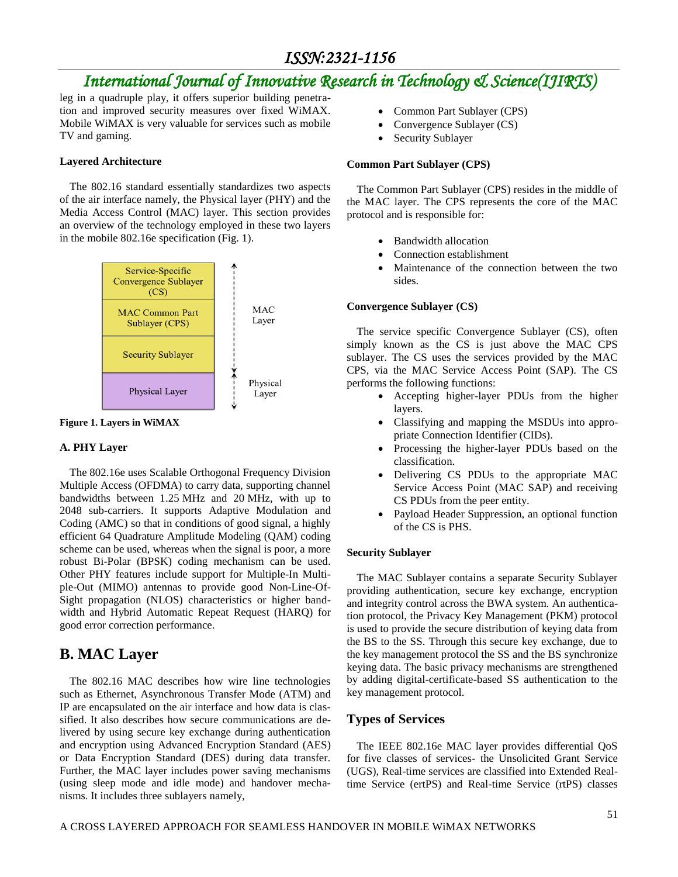leg in a quadruple play, it offers superior building penetration and improved security measures over fixed WiMAX. Mobile WiMAX is very valuable for services such as mobile TV and gaming.

**Layered Architecture**

The 802.16 standard essentially standardizes two aspects of the air interface namely, the Physical layer (PHY) and the Media Access Control (MAC) layer. This section provides an overview of the technology employed in these two layers in the mobile 802.16e specification (Fig. 1).

| | |
|---|---|
| Service-Specific Convergence Sublayer (CS) | MAC Layer |
| MAC Common Part Sublayer (CPS) | |
| Security Sublayer | |
| Physical Layer | Physical Layer |

**Figure 1. Layers in WiMAX**

**A. PHY Layer**

The 802.16e uses Scalable Orthogonal Frequency Division Multiple Access (OFDMA) to carry data, supporting channel bandwidths between 1.25 MHz and 20 MHz, with up to 2048 sub-carriers. It supports Adaptive Modulation and Coding (AMC) so that in conditions of good signal, a highly efficient 64 Quadrature Amplitude Modeling (QAM) coding scheme can be used, whereas when the signal is poor, a more robust Bi-Polar (BPSK) coding mechanism can be used. Other PHY features include support for Multiple-In Multiple-Out (MIMO) antennas to provide good Non-Line-Of-Sight propagation (NLOS) characteristics or higher bandwidth and Hybrid Automatic Repeat Request (HARQ) for good error correction performance.

## B. MAC Layer

The 802.16 MAC describes how wire line technologies such as Ethernet, Asynchronous Transfer Mode (ATM) and IP are encapsulated on the air interface and how data is classified. It also describes how secure communications are delivered by using secure key exchange during authentication and encryption using Advanced Encryption Standard (AES) or Data Encryption Standard (DES) during data transfer. Further, the MAC layer includes power saving mechanisms (using sleep mode and idle mode) and handover mechanisms. It includes three sublayers namely,

- Common Part Sublayer (CPS)
- Convergence Sublayer (CS)
- Security Sublayer

**Common Part Sublayer (CPS)**

The Common Part Sublayer (CPS) resides in the middle of the MAC layer. The CPS represents the core of the MAC protocol and is responsible for:

- Bandwidth allocation
- Connection establishment
- Maintenance of the connection between the two sides.

**Convergence Sublayer (CS)**

The service specific Convergence Sublayer (CS), often simply known as the CS is just above the MAC CPS sublayer. The CS uses the services provided by the MAC CPS, via the MAC Service Access Point (SAP). The CS performs the following functions:

- Accepting higher-layer PDUs from the higher layers.
- Classifying and mapping the MSDUs into appropriate Connection Identifier (CIDs).
- Processing the higher-layer PDUs based on the classification.
- Delivering CS PDUs to the appropriate MAC Service Access Point (MAC SAP) and receiving CS PDUs from the peer entity.
- Payload Header Suppression, an optional function of the CS is PHS.

**Security Sublayer**

The MAC Sublayer contains a separate Security Sublayer providing authentication, secure key exchange, encryption and integrity control across the BWA system. An authentication protocol, the Privacy Key Management (PKM) protocol is used to provide the secure distribution of keying data from the BS to the SS. Through this secure key exchange, due to the key management protocol the SS and the BS synchronize keying data. The basic privacy mechanisms are strengthened by adding digital-certificate-based SS authentication to the key management protocol.

## Types of Services

The IEEE 802.16e MAC layer provides differential QoS for five classes of services- the Unsolicited Grant Service (UGS), Real-time services are classified into Extended Real-time Service (ertPS) and Real-time Service (rtPS) classes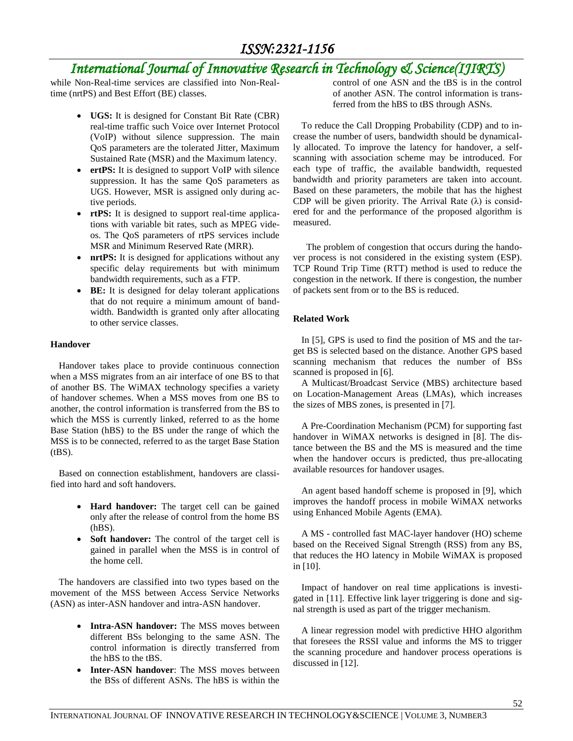while Non-Real-time services are classified into Non-Real-time (nrtPS) and Best Effort (BE) classes.

- **UGS:** It is designed for Constant Bit Rate (CBR) real-time traffic such Voice over Internet Protocol (VoIP) without silence suppression. The main QoS parameters are the tolerated Jitter, Maximum Sustained Rate (MSR) and the Maximum latency.
- **ertPS:** It is designed to support VoIP with silence suppression. It has the same QoS parameters as UGS. However, MSR is assigned only during active periods.
- **rtPS:** It is designed to support real-time applications with variable bit rates, such as MPEG videos. The QoS parameters of rtPS services include MSR and Minimum Reserved Rate (MRR).
- **nrtPS:** It is designed for applications without any specific delay requirements but with minimum bandwidth requirements, such as a FTP.
- **BE:** It is designed for delay tolerant applications that do not require a minimum amount of bandwidth. Bandwidth is granted only after allocating to other service classes.

**Handover**

Handover takes place to provide continuous connection when a MSS migrates from an air interface of one BS to that of another BS. The WiMAX technology specifies a variety of handover schemes. When a MSS moves from one BS to another, the control information is transferred from the BS to which the MSS is currently linked, referred to as the home Base Station (hBS) to the BS under the range of which the MSS is to be connected, referred to as the target Base Station (tBS).

Based on connection establishment, handovers are classified into hard and soft handovers.

- **Hard handover:** The target cell can be gained only after the release of control from the home BS (hBS).
- **Soft handover:** The control of the target cell is gained in parallel when the MSS is in control of the home cell.

The handovers are classified into two types based on the movement of the MSS between Access Service Networks (ASN) as inter-ASN handover and intra-ASN handover.

- **Intra-ASN handover:** The MSS moves between different BSs belonging to the same ASN. The control information is directly transferred from the hBS to the tBS.
- **Inter-ASN handover**: The MSS moves between the BSs of different ASNs. The hBS is within the control of one ASN and the tBS is in the control of another ASN. The control information is transferred from the hBS to tBS through ASNs.

To reduce the Call Dropping Probability (CDP) and to increase the number of users, bandwidth should be dynamically allocated. To improve the latency for handover, a self-scanning with association scheme may be introduced. For each type of traffic, the available bandwidth, requested bandwidth and priority parameters are taken into account. Based on these parameters, the mobile that has the highest CDP will be given priority. The Arrival Rate ($\lambda$) is considered for and the performance of the proposed algorithm is measured.

The problem of congestion that occurs during the handover process is not considered in the existing system (ESP). TCP Round Trip Time (RTT) method is used to reduce the congestion in the network. If there is congestion, the number of packets sent from or to the BS is reduced.

**Related Work**

In [5], GPS is used to find the position of MS and the target BS is selected based on the distance. Another GPS based scanning mechanism that reduces the number of BSs scanned is proposed in [6].

A Multicast/Broadcast Service (MBS) architecture based on Location-Management Areas (LMAs), which increases the sizes of MBS zones, is presented in [7].

A Pre-Coordination Mechanism (PCM) for supporting fast handover in WiMAX networks is designed in [8]. The distance between the BS and the MS is measured and the time when the handover occurs is predicted, thus pre-allocating available resources for handover usages.

An agent based handoff scheme is proposed in [9], which improves the handoff process in mobile WiMAX networks using Enhanced Mobile Agents (EMA).

A MS - controlled fast MAC-layer handover (HO) scheme based on the Received Signal Strength (RSS) from any BS, that reduces the HO latency in Mobile WiMAX is proposed in [10].

Impact of handover on real time applications is investigated in [11]. Effective link layer triggering is done and signal strength is used as part of the trigger mechanism.

A linear regression model with predictive HHO algorithm that foresees the RSSI value and informs the MS to trigger the scanning procedure and handover process operations is discussed in [12].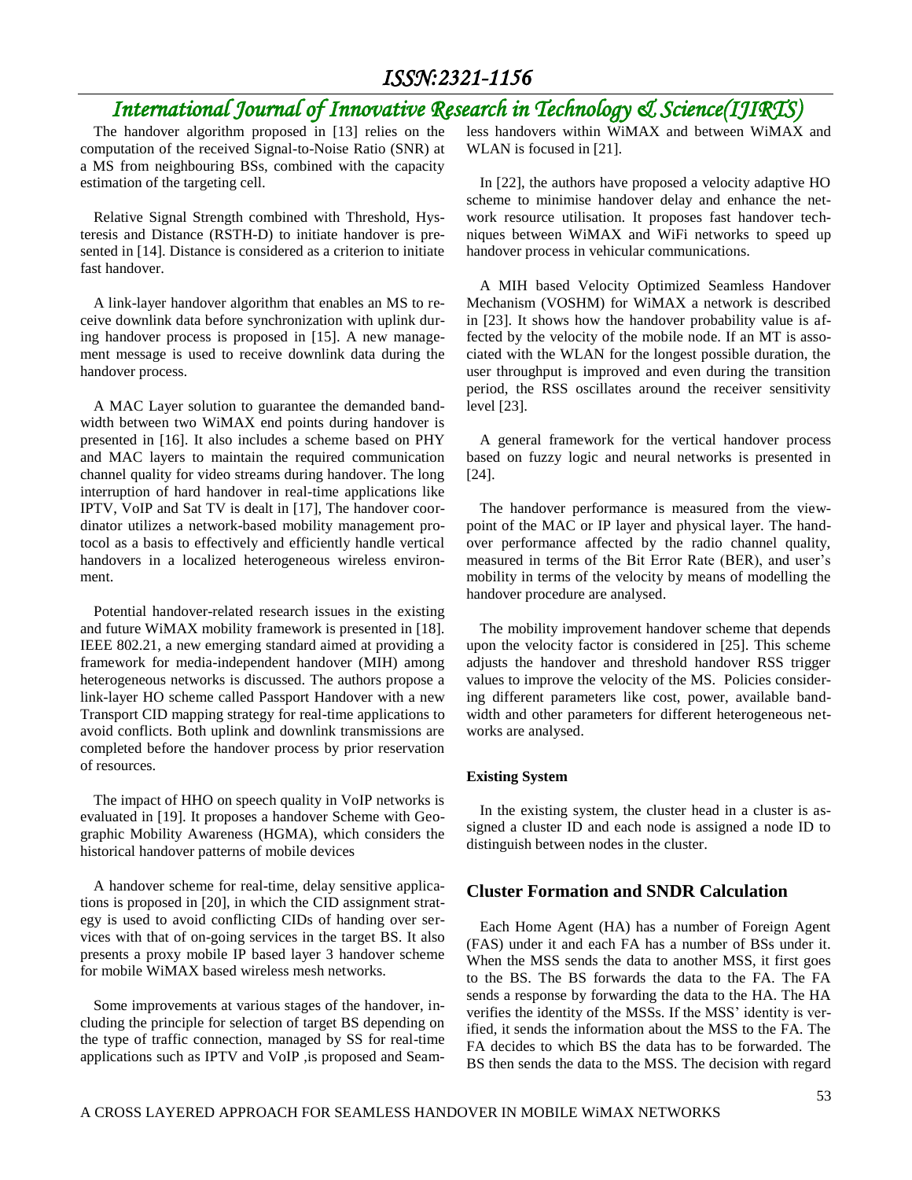The handover algorithm proposed in [13] relies on the computation of the received Signal-to-Noise Ratio (SNR) at a MS from neighbouring BSs, combined with the capacity estimation of the targeting cell.

Relative Signal Strength combined with Threshold, Hysteresis and Distance (RSTH-D) to initiate handover is presented in [14]. Distance is considered as a criterion to initiate fast handover.

A link-layer handover algorithm that enables an MS to receive downlink data before synchronization with uplink during handover process is proposed in [15]. A new management message is used to receive downlink data during the handover process.

A MAC Layer solution to guarantee the demanded bandwidth between two WiMAX end points during handover is presented in [16]. It also includes a scheme based on PHY and MAC layers to maintain the required communication channel quality for video streams during handover. The long interruption of hard handover in real-time applications like IPTV, VoIP and Sat TV is dealt in [17], The handover coordinator utilizes a network-based mobility management protocol as a basis to effectively and efficiently handle vertical handovers in a localized heterogeneous wireless environment.

Potential handover-related research issues in the existing and future WiMAX mobility framework is presented in [18]. IEEE 802.21, a new emerging standard aimed at providing a framework for media-independent handover (MIH) among heterogeneous networks is discussed. The authors propose a link-layer HO scheme called Passport Handover with a new Transport CID mapping strategy for real-time applications to avoid conflicts. Both uplink and downlink transmissions are completed before the handover process by prior reservation of resources.

The impact of HHO on speech quality in VoIP networks is evaluated in [19]. It proposes a handover Scheme with Geographic Mobility Awareness (HGMA), which considers the historical handover patterns of mobile devices

A handover scheme for real-time, delay sensitive applications is proposed in [20], in which the CID assignment strategy is used to avoid conflicting CIDs of handing over services with that of on-going services in the target BS. It also presents a proxy mobile IP based layer 3 handover scheme for mobile WiMAX based wireless mesh networks.

Some improvements at various stages of the handover, including the principle for selection of target BS depending on the type of traffic connection, managed by SS for real-time applications such as IPTV and VoIP ,is proposed and Seamless handovers within WiMAX and between WiMAX and WLAN is focused in [21].

In [22], the authors have proposed a velocity adaptive HO scheme to minimise handover delay and enhance the network resource utilisation. It proposes fast handover techniques between WiMAX and WiFi networks to speed up handover process in vehicular communications.

A MIH based Velocity Optimized Seamless Handover Mechanism (VOSHM) for WiMAX a network is described in [23]. It shows how the handover probability value is affected by the velocity of the mobile node. If an MT is associated with the WLAN for the longest possible duration, the user throughput is improved and even during the transition period, the RSS oscillates around the receiver sensitivity level [23].

A general framework for the vertical handover process based on fuzzy logic and neural networks is presented in [24].

The handover performance is measured from the viewpoint of the MAC or IP layer and physical layer. The handover performance affected by the radio channel quality, measured in terms of the Bit Error Rate (BER), and user's mobility in terms of the velocity by means of modelling the handover procedure are analysed.

The mobility improvement handover scheme that depends upon the velocity factor is considered in [25]. This scheme adjusts the handover and threshold handover RSS trigger values to improve the velocity of the MS. Policies considering different parameters like cost, power, available bandwidth and other parameters for different heterogeneous networks are analysed.

**Existing System**

In the existing system, the cluster head in a cluster is assigned a cluster ID and each node is assigned a node ID to distinguish between nodes in the cluster.

## Cluster Formation and SNDR Calculation

Each Home Agent (HA) has a number of Foreign Agent (FAS) under it and each FA has a number of BSs under it. When the MSS sends the data to another MSS, it first goes to the BS. The BS forwards the data to the FA. The FA sends a response by forwarding the data to the HA. The HA verifies the identity of the MSSs. If the MSS' identity is verified, it sends the information about the MSS to the FA. The FA decides to which BS the data has to be forwarded. The BS then sends the data to the MSS. The decision with regard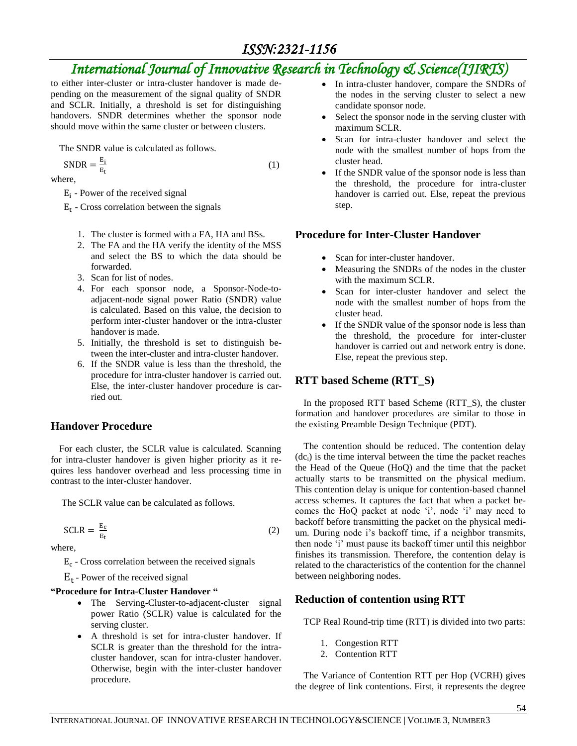to either inter-cluster or intra-cluster handover is made depending on the measurement of the signal quality of SNDR and SCLR. Initially, a threshold is set for distinguishing handovers. SNDR determines whether the sponsor node should move within the same cluster or between clusters.

The SNDR value is calculated as follows.

$$\mathrm{SNDR} = \frac{E_i}{E_t} \tag{1}$$

where,

$E_i$ - Power of the received signal

$E_t$ - Cross correlation between the signals

1. The cluster is formed with a FA, HA and BSs.
2. The FA and the HA verify the identity of the MSS and select the BS to which the data should be forwarded.
3. Scan for list of nodes.
4. For each sponsor node, a Sponsor-Node-to-adjacent-node signal power Ratio (SNDR) value is calculated. Based on this value, the decision to perform inter-cluster handover or the intra-cluster handover is made.
5. Initially, the threshold is set to distinguish between the inter-cluster and intra-cluster handover.
6. If the SNDR value is less than the threshold, the procedure for intra-cluster handover is carried out. Else, the inter-cluster handover procedure is carried out.

## Handover Procedure

For each cluster, the SCLR value is calculated. Scanning for intra-cluster handover is given higher priority as it requires less handover overhead and less processing time in contrast to the inter-cluster handover.

The SCLR value can be calculated as follows.

$$\mathrm{SCLR} = \frac{E_c}{E_t} \tag{2}$$

where,

$E_c$ - Cross correlation between the received signals

$E_t$ - Power of the received signal

**"Procedure for Intra-Cluster Handover "**

- The Serving-Cluster-to-adjacent-cluster signal power Ratio (SCLR) value is calculated for the serving cluster.
- A threshold is set for intra-cluster handover. If SCLR is greater than the threshold for the intra-cluster handover, scan for intra-cluster handover. Otherwise, begin with the inter-cluster handover procedure.
- In intra-cluster handover, compare the SNDRs of the nodes in the serving cluster to select a new candidate sponsor node.
- Select the sponsor node in the serving cluster with maximum SCLR.
- Scan for intra-cluster handover and select the node with the smallest number of hops from the cluster head.
- If the SNDR value of the sponsor node is less than the threshold, the procedure for intra-cluster handover is carried out. Else, repeat the previous step.

## Procedure for Inter-Cluster Handover

- Scan for inter-cluster handover.
- Measuring the SNDRs of the nodes in the cluster with the maximum SCLR.
- Scan for inter-cluster handover and select the node with the smallest number of hops from the cluster head.
- If the SNDR value of the sponsor node is less than the threshold, the procedure for inter-cluster handover is carried out and network entry is done. Else, repeat the previous step.

## RTT based Scheme (RTT_S)

In the proposed RTT based Scheme (RTT_S), the cluster formation and handover procedures are similar to those in the existing Preamble Design Technique (PDT).

The contention should be reduced. The contention delay ($dc_i$) is the time interval between the time the packet reaches the Head of the Queue (HoQ) and the time that the packet actually starts to be transmitted on the physical medium. This contention delay is unique for contention-based channel access schemes. It captures the fact that when a packet becomes the HoQ packet at node 'i', node 'i' may need to backoff before transmitting the packet on the physical medium. During node i's backoff time, if a neighbor transmits, then node 'i' must pause its backoff timer until this neighbor finishes its transmission. Therefore, the contention delay is related to the characteristics of the contention for the channel between neighboring nodes.

## Reduction of contention using RTT

TCP Real Round-trip time (RTT) is divided into two parts:

1. Congestion RTT
2. Contention RTT

The Variance of Contention RTT per Hop (VCRH) gives the degree of link contentions. First, it represents the degree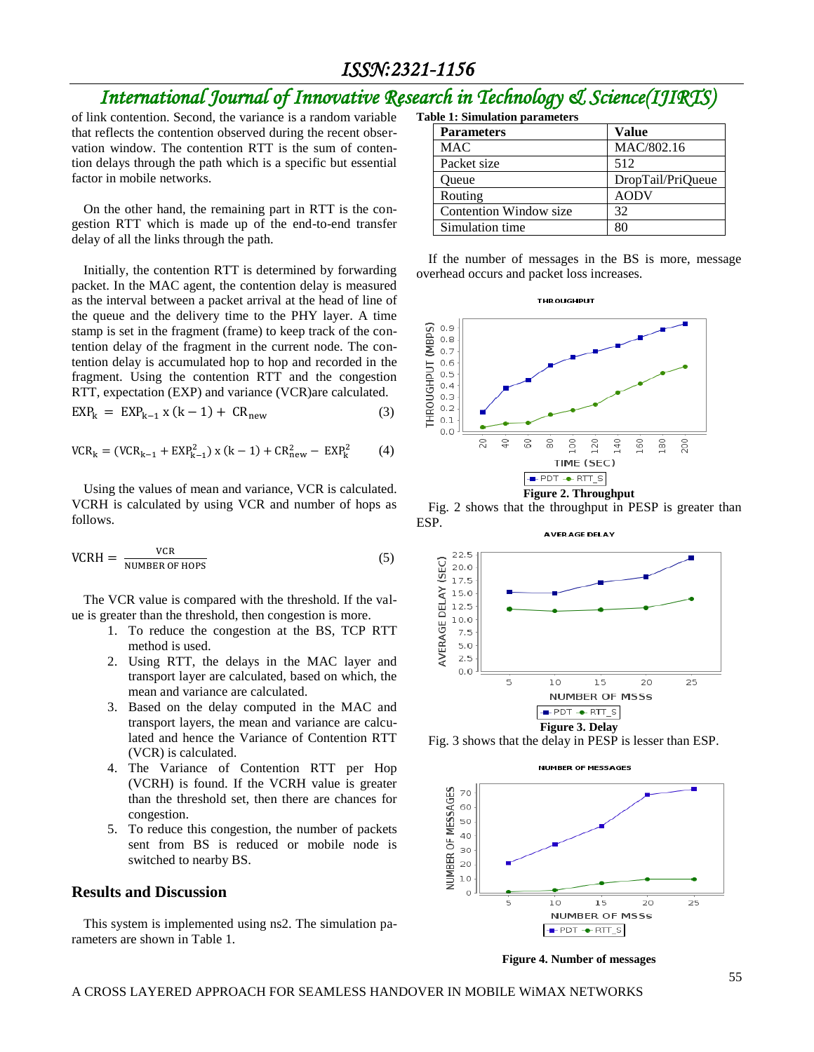of link contention. Second, the variance is a random variable that reflects the contention observed during the recent observation window. The contention RTT is the sum of contention delays through the path which is a specific but essential factor in mobile networks.

On the other hand, the remaining part in RTT is the congestion RTT which is made up of the end-to-end transfer delay of all the links through the path.

Initially, the contention RTT is determined by forwarding packet. In the MAC agent, the contention delay is measured as the interval between a packet arrival at the head of line of the queue and the delivery time to the PHY layer. A time stamp is set in the fragment (frame) to keep track of the contention delay of the fragment in the current node. The contention delay is accumulated hop to hop and recorded in the fragment. Using the contention RTT and the congestion RTT, expectation (EXP) and variance (VCR)are calculated.

$$\mathrm{EXP}_k = \mathrm{EXP}_{k-1} \times (k-1) + \mathrm{CR}_{new} \quad (3)$$

$$\mathrm{VCR}_k = (\mathrm{VCR}_{k-1} + \mathrm{EXP}_{k-1}^2) \times (k-1) + \mathrm{CR}_{new}^2 - \mathrm{EXP}_k^2 \quad (4)$$

Using the values of mean and variance, VCR is calculated. VCRH is calculated by using VCR and number of hops as follows.

$$\mathrm{VCRH} = \frac{\mathrm{VCR}}{\mathrm{NUMBER\ OF\ HOPS}} \quad (5)$$

The VCR value is compared with the threshold. If the value is greater than the threshold, then congestion is more.

1. To reduce the congestion at the BS, TCP RTT method is used.
2. Using RTT, the delays in the MAC layer and transport layer are calculated, based on which, the mean and variance are calculated.
3. Based on the delay computed in the MAC and transport layers, the mean and variance are calculated and hence the Variance of Contention RTT (VCR) is calculated.
4. The Variance of Contention RTT per Hop (VCRH) is found. If the VCRH value is greater than the threshold set, then there are chances for congestion.
5. To reduce this congestion, the number of packets sent from BS is reduced or mobile node is switched to nearby BS.

## Results and Discussion

This system is implemented using ns2. The simulation parameters are shown in Table 1.

**Table 1: Simulation parameters**

| Parameters | Value |
|---|---|
| MAC | MAC/802.16 |
| Packet size | 512 |
| Queue | DropTail/PriQueue |
| Routing | AODV |
| Contention Window size | 32 |
| Simulation time | 80 |

If the number of messages in the BS is more, message overhead occurs and packet loss increases.

**Figure 2. Throughput**

Fig. 2 shows that the throughput in PESP is greater than ESP.

**Figure 3. Delay**

Fig. 3 shows that the delay in PESP is lesser than ESP.

**Figure 4. Number of messages**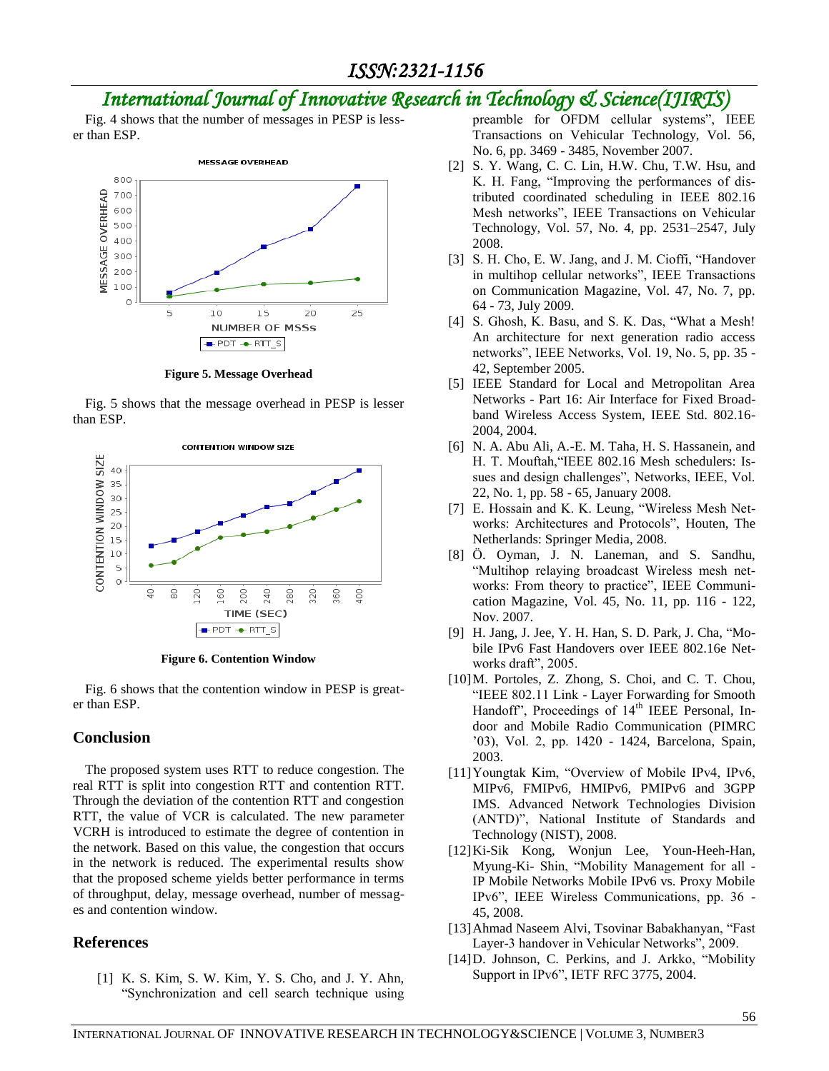Fig. 4 shows that the number of messages in PESP is lesser than ESP.

Figure 5. Message Overhead

Fig. 5 shows that the message overhead in PESP is lesser than ESP.

Figure 6. Contention Window

Fig. 6 shows that the contention window in PESP is greater than ESP.

## Conclusion

The proposed system uses RTT to reduce congestion. The real RTT is split into congestion RTT and contention RTT. Through the deviation of the contention RTT and congestion RTT, the value of VCR is calculated. The new parameter VCRH is introduced to estimate the degree of contention in the network. Based on this value, the congestion that occurs in the network is reduced. The experimental results show that the proposed scheme yields better performance in terms of throughput, delay, message overhead, number of messages and contention window.

## References

[1] K. S. Kim, S. W. Kim, Y. S. Cho, and J. Y. Ahn, "Synchronization and cell search technique using preamble for OFDM cellular systems", IEEE Transactions on Vehicular Technology, Vol. 56, No. 6, pp. 3469 - 3485, November 2007.

[2] S. Y. Wang, C. C. Lin, H.W. Chu, T.W. Hsu, and K. H. Fang, "Improving the performances of distributed coordinated scheduling in IEEE 802.16 Mesh networks", IEEE Transactions on Vehicular Technology, Vol. 57, No. 4, pp. 2531–2547, July 2008.

[3] S. H. Cho, E. W. Jang, and J. M. Cioffi, "Handover in multihop cellular networks", IEEE Transactions on Communication Magazine, Vol. 47, No. 7, pp. 64 - 73, July 2009.

[4] S. Ghosh, K. Basu, and S. K. Das, "What a Mesh! An architecture for next generation radio access networks", IEEE Networks, Vol. 19, No. 5, pp. 35 - 42, September 2005.

[5] IEEE Standard for Local and Metropolitan Area Networks - Part 16: Air Interface for Fixed Broadband Wireless Access System, IEEE Std. 802.16-2004, 2004.

[6] N. A. Abu Ali, A.-E. M. Taha, H. S. Hassanein, and H. T. Mouftah,"IEEE 802.16 Mesh schedulers: Issues and design challenges", Networks, IEEE, Vol. 22, No. 1, pp. 58 - 65, January 2008.

[7] E. Hossain and K. K. Leung, "Wireless Mesh Networks: Architectures and Protocols", Houten, The Netherlands: Springer Media, 2008.

[8] Ö. Oyman, J. N. Laneman, and S. Sandhu, "Multihop relaying broadcast Wireless mesh networks: From theory to practice", IEEE Communication Magazine, Vol. 45, No. 11, pp. 116 - 122, Nov. 2007.

[9] H. Jang, J. Jee, Y. H. Han, S. D. Park, J. Cha, "Mobile IPv6 Fast Handovers over IEEE 802.16e Networks draft", 2005.

[10] M. Portoles, Z. Zhong, S. Choi, and C. T. Chou, "IEEE 802.11 Link - Layer Forwarding for Smooth Handoff", Proceedings of 14th IEEE Personal, Indoor and Mobile Radio Communication (PIMRC '03), Vol. 2, pp. 1420 - 1424, Barcelona, Spain, 2003.

[11] Youngtak Kim, "Overview of Mobile IPv4, IPv6, MIPv6, FMIPv6, HMIPv6, PMIPv6 and 3GPP IMS. Advanced Network Technologies Division (ANTD)", National Institute of Standards and Technology (NIST), 2008.

[12] Ki-Sik Kong, Wonjun Lee, Youn-Heeh-Han, Myung-Ki- Shin, "Mobility Management for all - IP Mobile Networks Mobile IPv6 vs. Proxy Mobile IPv6", IEEE Wireless Communications, pp. 36 - 45, 2008.

[13] Ahmad Naseem Alvi, Tsovinar Babakhanyan, "Fast Layer-3 handover in Vehicular Networks", 2009.

[14] D. Johnson, C. Perkins, and J. Arkko, "Mobility Support in IPv6", IETF RFC 3775, 2004.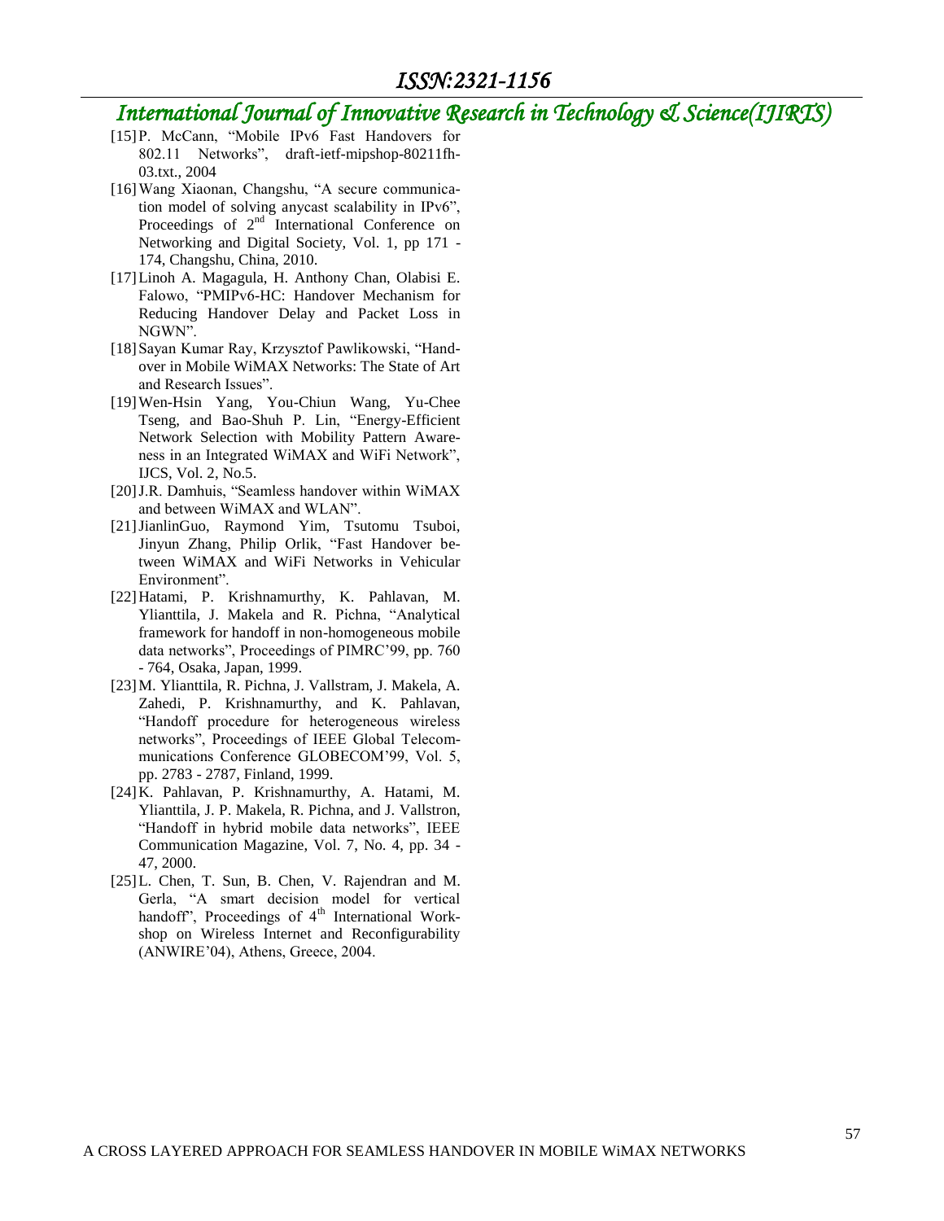[15] P. McCann, "Mobile IPv6 Fast Handovers for 802.11 Networks", draft-ietf-mipshop-80211fh-03.txt., 2004

[16] Wang Xiaonan, Changshu, "A secure communication model of solving anycast scalability in IPv6", Proceedings of 2nd International Conference on Networking and Digital Society, Vol. 1, pp 171 - 174, Changshu, China, 2010.

[17] Linoh A. Magagula, H. Anthony Chan, Olabisi E. Falowo, "PMIPv6-HC: Handover Mechanism for Reducing Handover Delay and Packet Loss in NGWN".

[18] Sayan Kumar Ray, Krzysztof Pawlikowski, "Handover in Mobile WiMAX Networks: The State of Art and Research Issues".

[19] Wen-Hsin Yang, You-Chiun Wang, Yu-Chee Tseng, and Bao-Shuh P. Lin, "Energy-Efficient Network Selection with Mobility Pattern Awareness in an Integrated WiMAX and WiFi Network", IJCS, Vol. 2, No.5.

[20] J.R. Damhuis, "Seamless handover within WiMAX and between WiMAX and WLAN".

[21] JianlinGuo, Raymond Yim, Tsutomu Tsuboi, Jinyun Zhang, Philip Orlik, "Fast Handover between WiMAX and WiFi Networks in Vehicular Environment".

[22] Hatami, P. Krishnamurthy, K. Pahlavan, M. Ylianttila, J. Makela and R. Pichna, "Analytical framework for handoff in non-homogeneous mobile data networks", Proceedings of PIMRC'99, pp. 760 - 764, Osaka, Japan, 1999.

[23] M. Ylianttila, R. Pichna, J. Vallstram, J. Makela, A. Zahedi, P. Krishnamurthy, and K. Pahlavan, "Handoff procedure for heterogeneous wireless networks", Proceedings of IEEE Global Telecommunications Conference GLOBECOM'99, Vol. 5, pp. 2783 - 2787, Finland, 1999.

[24] K. Pahlavan, P. Krishnamurthy, A. Hatami, M. Ylianttila, J. P. Makela, R. Pichna, and J. Vallstron, "Handoff in hybrid mobile data networks", IEEE Communication Magazine, Vol. 7, No. 4, pp. 34 - 47, 2000.

[25] L. Chen, T. Sun, B. Chen, V. Rajendran and M. Gerla, "A smart decision model for vertical handoff", Proceedings of 4th International Workshop on Wireless Internet and Reconfigurability (ANWIRE'04), Athens, Greece, 2004.